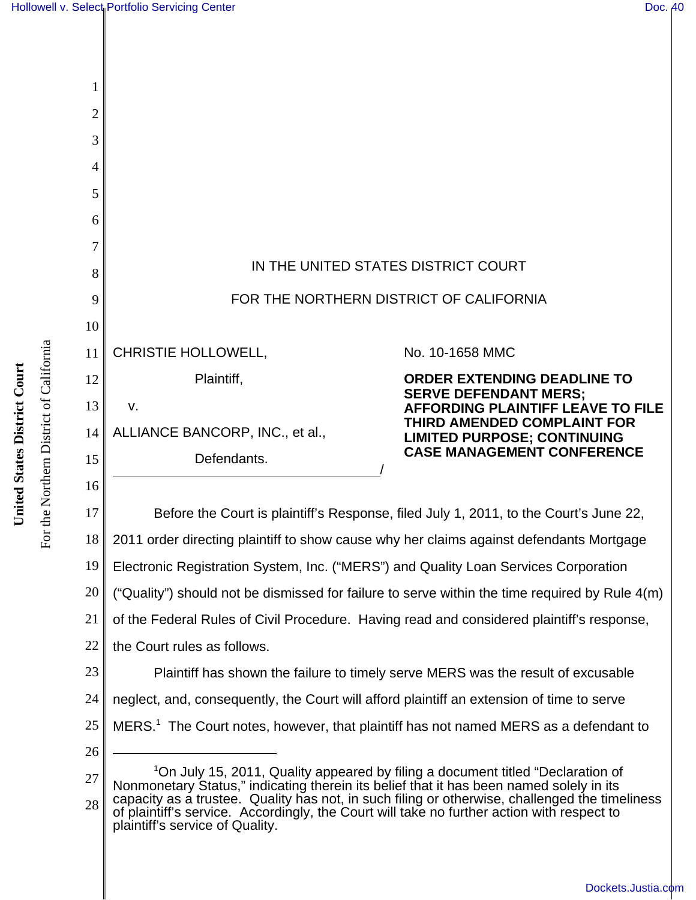IN THE UNITED STATES DISTRICT COURT

FOR THE NORTHERN DISTRICT OF CALIFORNIA

CHRISTIE HOLLOWELL,

Plaintiff,

v.

ALLIANCE BANCORP, INC., et al.,

Defendants.

/

No. 10-1658 MMC

**ORDER EXTENDING DEADLINE TO SERVE DEFENDANT MERS; AFFORDING PLAINTIFF LEAVE TO FILE THIRD AMENDED COMPLAINT FOR LIMITED PURPOSE; CONTINUING CASE MANAGEMENT CONFERENCE**

Before the Court is plaintiff's Response, filed July 1, 2011, to the Court's June 22, 2011 order directing plaintiff to show cause why her claims against defendants Mortgage Electronic Registration System, Inc. ("MERS") and Quality Loan Services Corporation ("Quality") should not be dismissed for failure to serve within the time required by Rule 4(m) of the Federal Rules of Civil Procedure. Having read and considered plaintiff's response, the Court rules as follows.

Plaintiff has shown the failure to timely serve MERS was the result of excusable neglect, and, consequently, the Court will afford plaintiff an extension of time to serve MERS.[1] The Court notes, however, that plaintiff has not named MERS as a defendant to

---

[1]On July 15, 2011, Quality appeared by filing a document titled "Declaration of Nonmonetary Status," indicating therein its belief that it has been named solely in its capacity as a trustee. Quality has not, in such filing or otherwise, challenged the timeliness of plaintiff's service. Accordingly, the Court will take no further action with respect to plaintiff's service of Quality.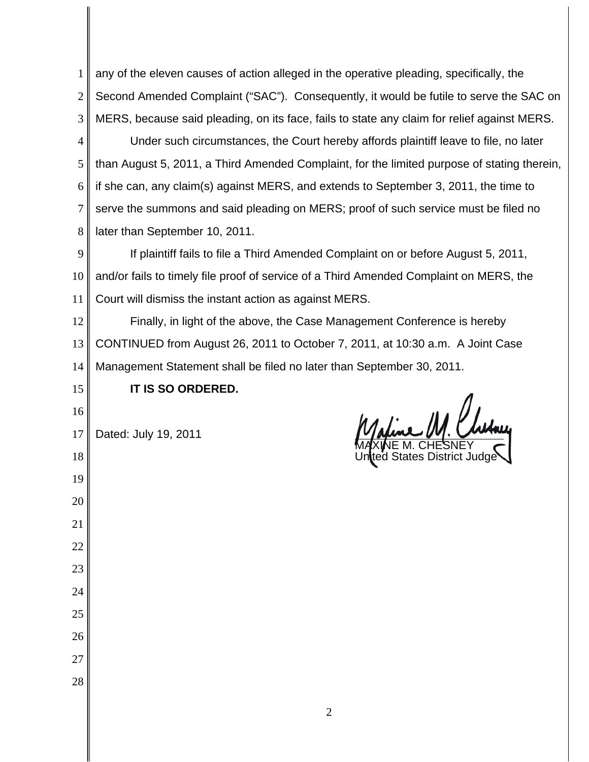any of the eleven causes of action alleged in the operative pleading, specifically, the Second Amended Complaint ("SAC"). Consequently, it would be futile to serve the SAC on MERS, because said pleading, on its face, fails to state any claim for relief against MERS.

Under such circumstances, the Court hereby affords plaintiff leave to file, no later than August 5, 2011, a Third Amended Complaint, for the limited purpose of stating therein, if she can, any claim(s) against MERS, and extends to September 3, 2011, the time to serve the summons and said pleading on MERS; proof of such service must be filed no later than September 10, 2011.

If plaintiff fails to file a Third Amended Complaint on or before August 5, 2011, and/or fails to timely file proof of service of a Third Amended Complaint on MERS, the Court will dismiss the instant action as against MERS.

Finally, in light of the above, the Case Management Conference is hereby CONTINUED from August 26, 2011 to October 7, 2011, at 10:30 a.m. A Joint Case Management Statement shall be filed no later than September 30, 2011.

**IT IS SO ORDERED.**

Dated: July 19, 2011

MAXINE M. CHESNEY
United States District Judge